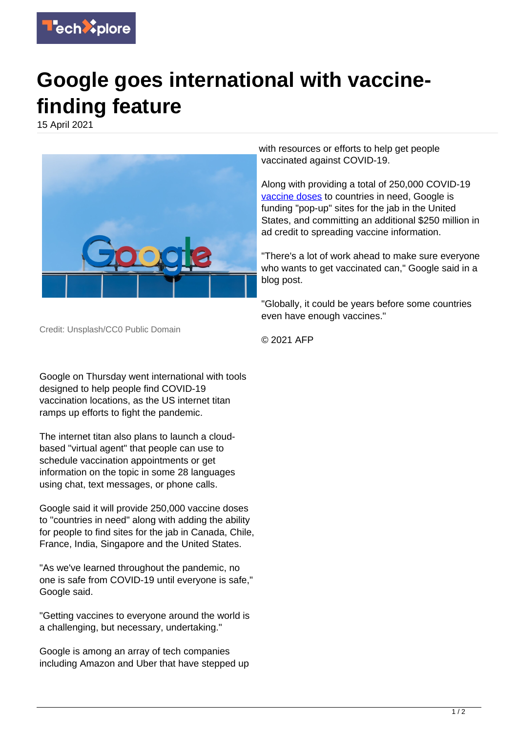# Google goes international with vaccine-finding feature

15 April 2021

Credit: Unsplash/CC0 Public Domain

Google on Thursday went international with tools designed to help people find COVID-19 vaccination locations, as the US internet titan ramps up efforts to fight the pandemic.

The internet titan also plans to launch a cloud-based "virtual agent" that people can use to schedule vaccination appointments or get information on the topic in some 28 languages using chat, text messages, or phone calls.

Google said it will provide 250,000 vaccine doses to "countries in need" along with adding the ability for people to find sites for the jab in Canada, Chile, France, India, Singapore and the United States.

"As we've learned throughout the pandemic, no one is safe from COVID-19 until everyone is safe," Google said.

"Getting vaccines to everyone around the world is a challenging, but necessary, undertaking."

Google is among an array of tech companies including Amazon and Uber that have stepped up with resources or efforts to help get people vaccinated against COVID-19.

Along with providing a total of 250,000 COVID-19 vaccine doses to countries in need, Google is funding "pop-up" sites for the jab in the United States, and committing an additional $250 million in ad credit to spreading vaccine information.

"There's a lot of work ahead to make sure everyone who wants to get vaccinated can," Google said in a blog post.

"Globally, it could be years before some countries even have enough vaccines."

© 2021 AFP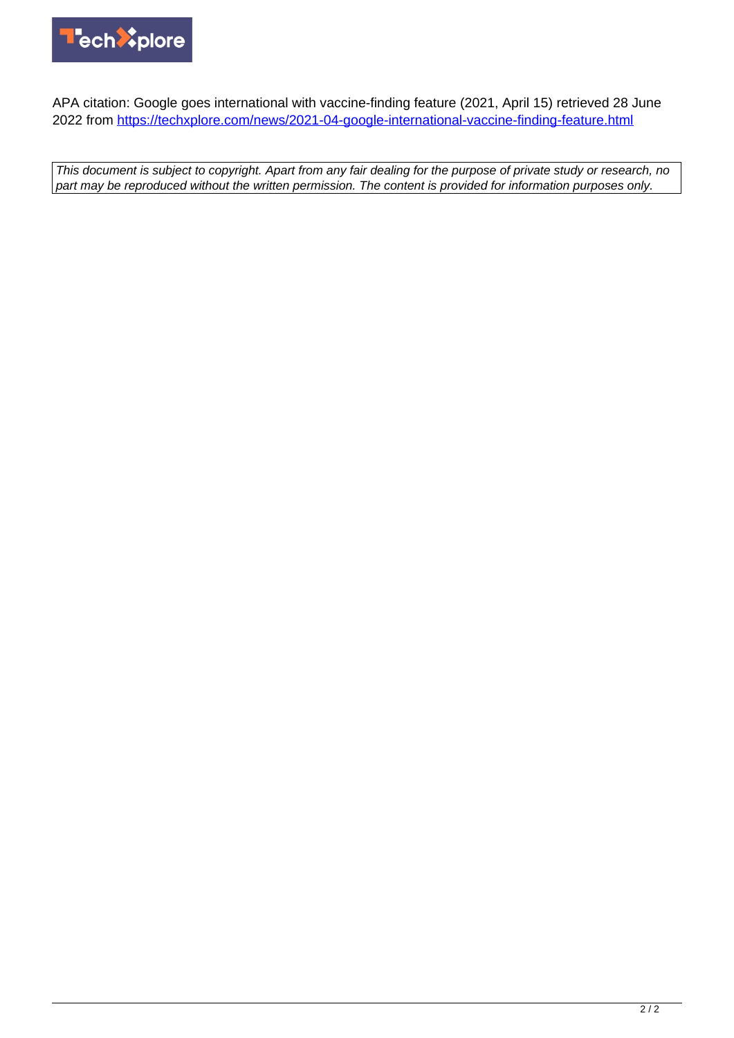APA citation: Google goes international with vaccine-finding feature (2021, April 15) retrieved 28 June 2022 from https://techxplore.com/news/2021-04-google-international-vaccine-finding-feature.html

*This document is subject to copyright. Apart from any fair dealing for the purpose of private study or research, no part may be reproduced without the written permission. The content is provided for information purposes only.*